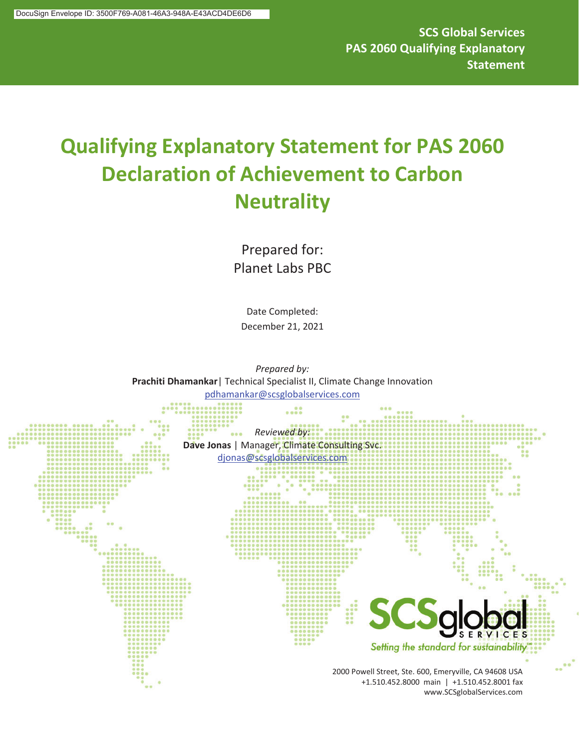DocuSign Envelope ID: 3500F769-A081-46A3-948A-E43ACD4DE6D6

**SCS Global Services**
**PAS 2060 Qualifying Explanatory Statement**

# Qualifying Explanatory Statement for PAS 2060 Declaration of Achievement to Carbon Neutrality

Prepared for:
Planet Labs PBC

Date Completed:
December 21, 2021

*Prepared by:*
**Prachiti Dhamankar** | Technical Specialist II, Climate Change Innovation
pdhamankar@scsglobalservices.com

*Reviewed by:*
**Dave Jonas** | Manager, Climate Consulting Svc.
djonas@scsglobalservices.com

SCSglobal SERVICES
*Setting the standard for sustainability™*

2000 Powell Street, Ste. 600, Emeryville, CA 94608 USA
+1.510.452.8000 main | +1.510.452.8001 fax
www.SCSglobalServices.com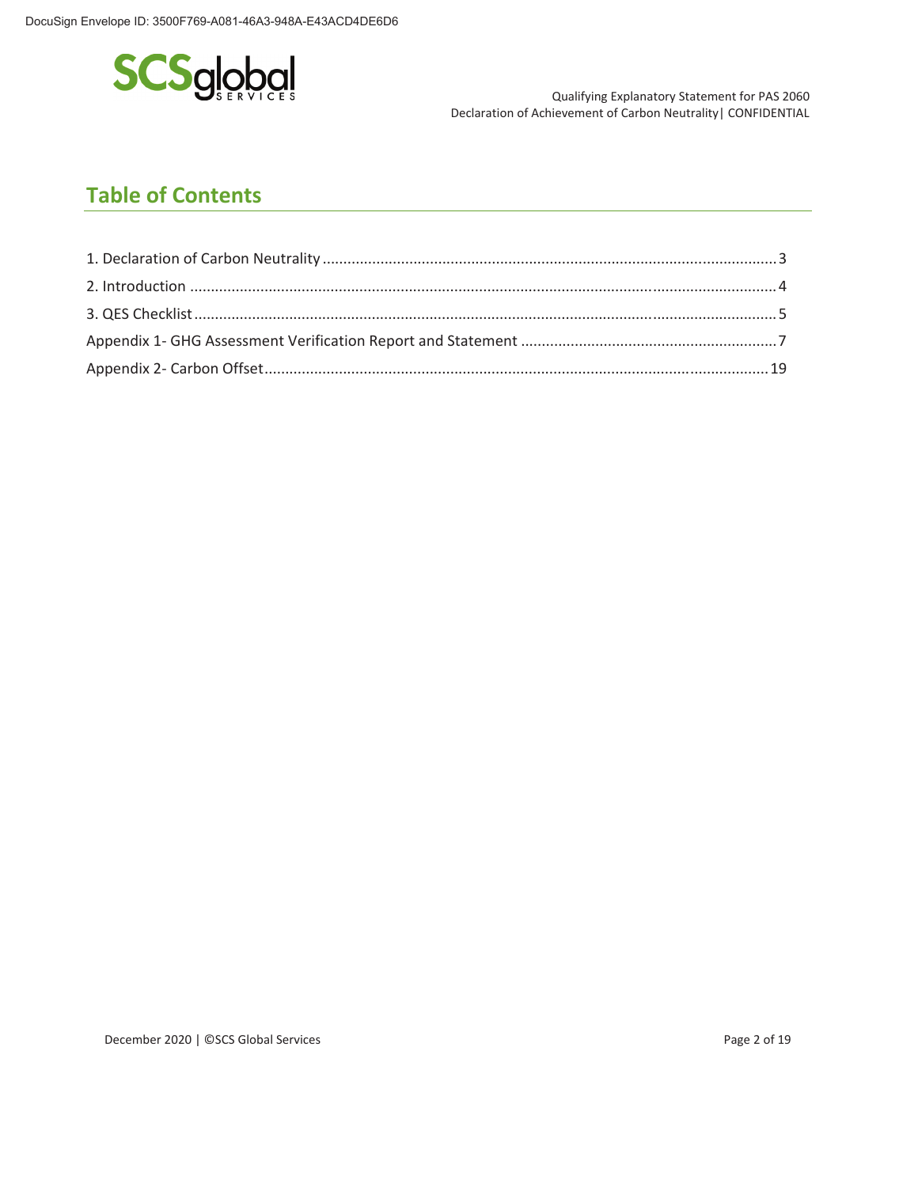## Table of Contents

1. Declaration of Carbon Neutrality ............................................................ 3
2. Introduction ............................................................ 4
3. QES Checklist ............................................................ 5
Appendix 1- GHG Assessment Verification Report and Statement ............................................................ 7
Appendix 2- Carbon Offset ............................................................ 19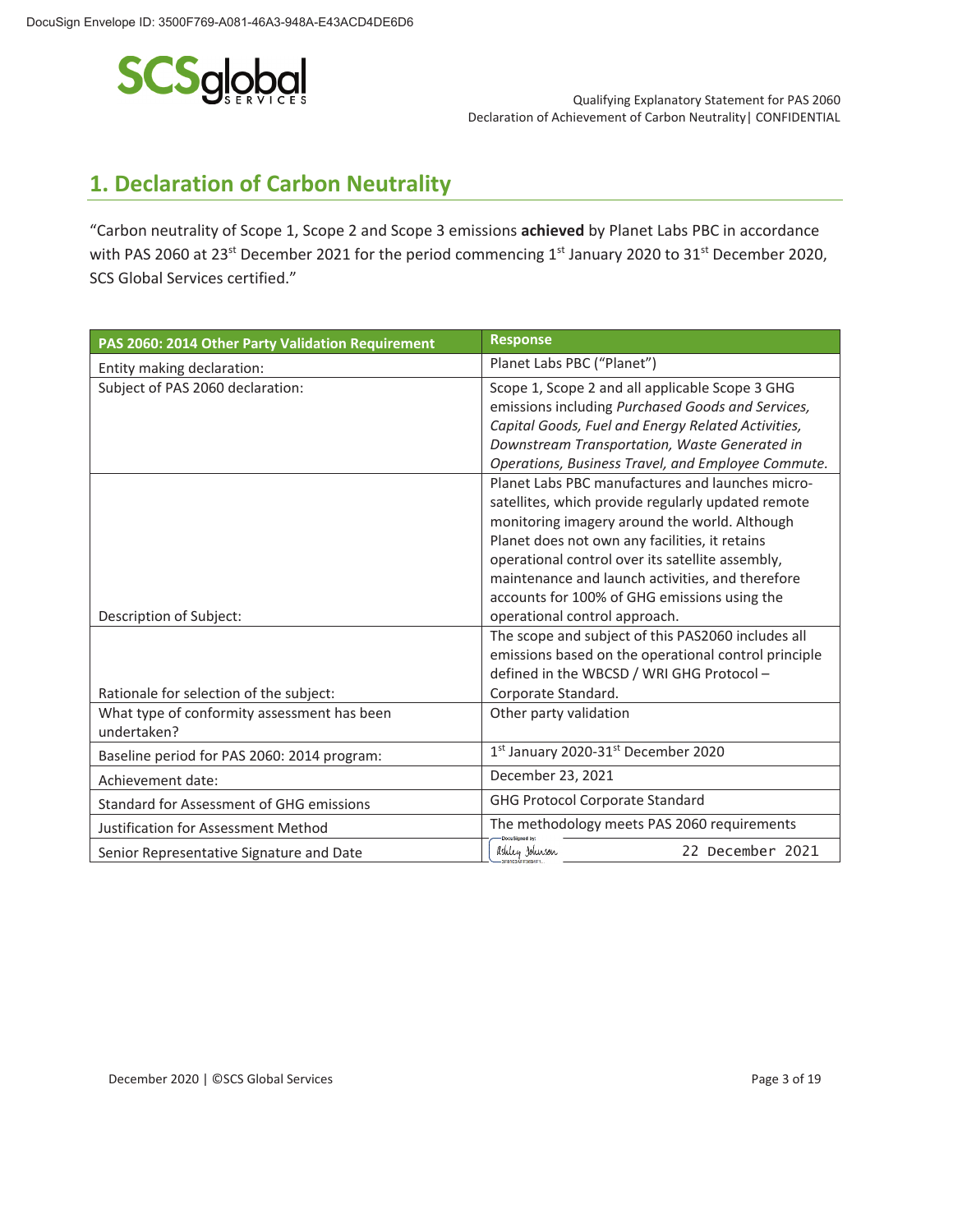# 1. Declaration of Carbon Neutrality

"Carbon neutrality of Scope 1, Scope 2 and Scope 3 emissions **achieved** by Planet Labs PBC in accordance with PAS 2060 at 23st December 2021 for the period commencing 1st January 2020 to 31st December 2020, SCS Global Services certified."

| PAS 2060: 2014 Other Party Validation Requirement | Response |
| --- | --- |
| Entity making declaration: | Planet Labs PBC ("Planet") |
| Subject of PAS 2060 declaration: | Scope 1, Scope 2 and all applicable Scope 3 GHG emissions including *Purchased Goods and Services, Capital Goods, Fuel and Energy Related Activities, Downstream Transportation, Waste Generated in Operations, Business Travel, and Employee Commute.* |
| Description of Subject: | Planet Labs PBC manufactures and launches micro-satellites, which provide regularly updated remote monitoring imagery around the world. Although Planet does not own any facilities, it retains operational control over its satellite assembly, maintenance and launch activities, and therefore accounts for 100% of GHG emissions using the operational control approach. |
| Rationale for selection of the subject: | The scope and subject of this PAS2060 includes all emissions based on the operational control principle defined in the WBCSD / WRI GHG Protocol – Corporate Standard. |
| What type of conformity assessment has been undertaken? | Other party validation |
| Baseline period for PAS 2060: 2014 program: | 1st January 2020-31st December 2020 |
| Achievement date: | December 23, 2021 |
| Standard for Assessment of GHG emissions | GHG Protocol Corporate Standard |
| Justification for Assessment Method | The methodology meets PAS 2060 requirements |
| Senior Representative Signature and Date | Ashley Johnson 22 December 2021 |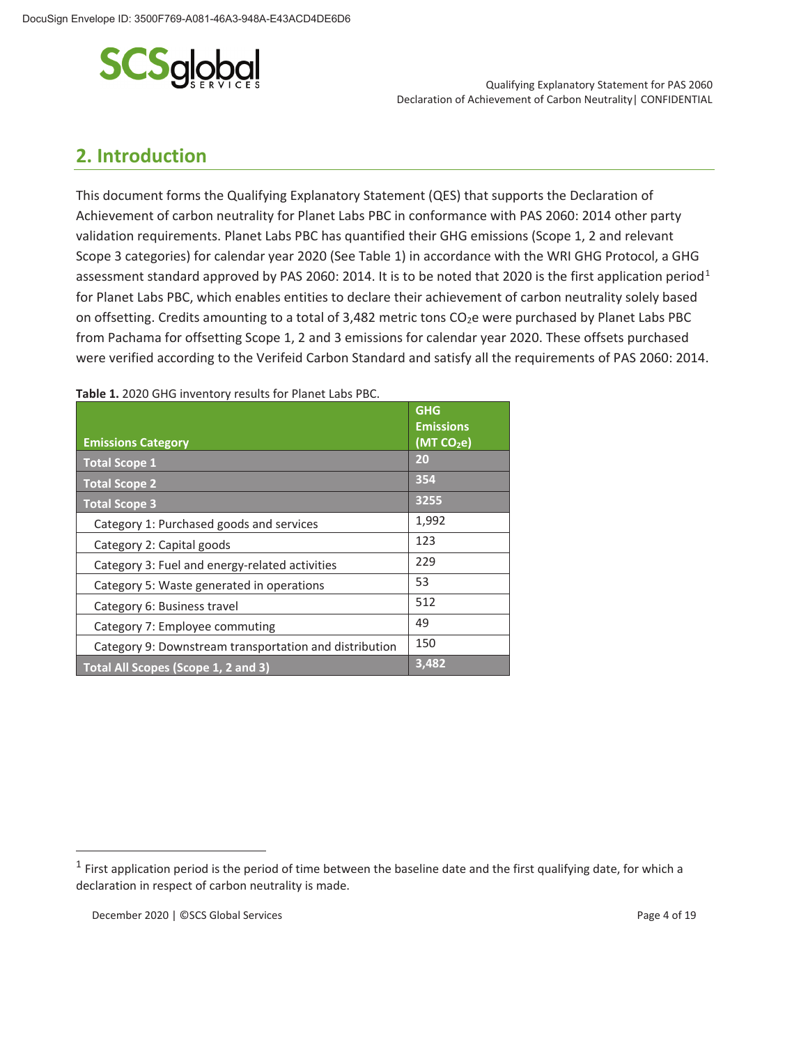## 2. Introduction

This document forms the Qualifying Explanatory Statement (QES) that supports the Declaration of Achievement of carbon neutrality for Planet Labs PBC in conformance with PAS 2060: 2014 other party validation requirements. Planet Labs PBC has quantified their GHG emissions (Scope 1, 2 and relevant Scope 3 categories) for calendar year 2020 (See Table 1) in accordance with the WRI GHG Protocol, a GHG assessment standard approved by PAS 2060: 2014. It is to be noted that 2020 is the first application period[1] for Planet Labs PBC, which enables entities to declare their achievement of carbon neutrality solely based on offsetting. Credits amounting to a total of 3,482 metric tons $CO_2e$ were purchased by Planet Labs PBC from Pachama for offsetting Scope 1, 2 and 3 emissions for calendar year 2020. These offsets purchased were verified according to the Verifeid Carbon Standard and satisfy all the requirements of PAS 2060: 2014.

**Table 1.** 2020 GHG inventory results for Planet Labs PBC.

| Emissions Category | GHG Emissions (MT $CO_2e$) |
|---|---|
| **Total Scope 1** | **20** |
| **Total Scope 2** | **354** |
| **Total Scope 3** | **3255** |
| Category 1: Purchased goods and services | 1,992 |
| Category 2: Capital goods | 123 |
| Category 3: Fuel and energy-related activities | 229 |
| Category 5: Waste generated in operations | 53 |
| Category 6: Business travel | 512 |
| Category 7: Employee commuting | 49 |
| Category 9: Downstream transportation and distribution | 150 |
| **Total All Scopes (Scope 1, 2 and 3)** | **3,482** |

[1] First application period is the period of time between the baseline date and the first qualifying date, for which a declaration in respect of carbon neutrality is made.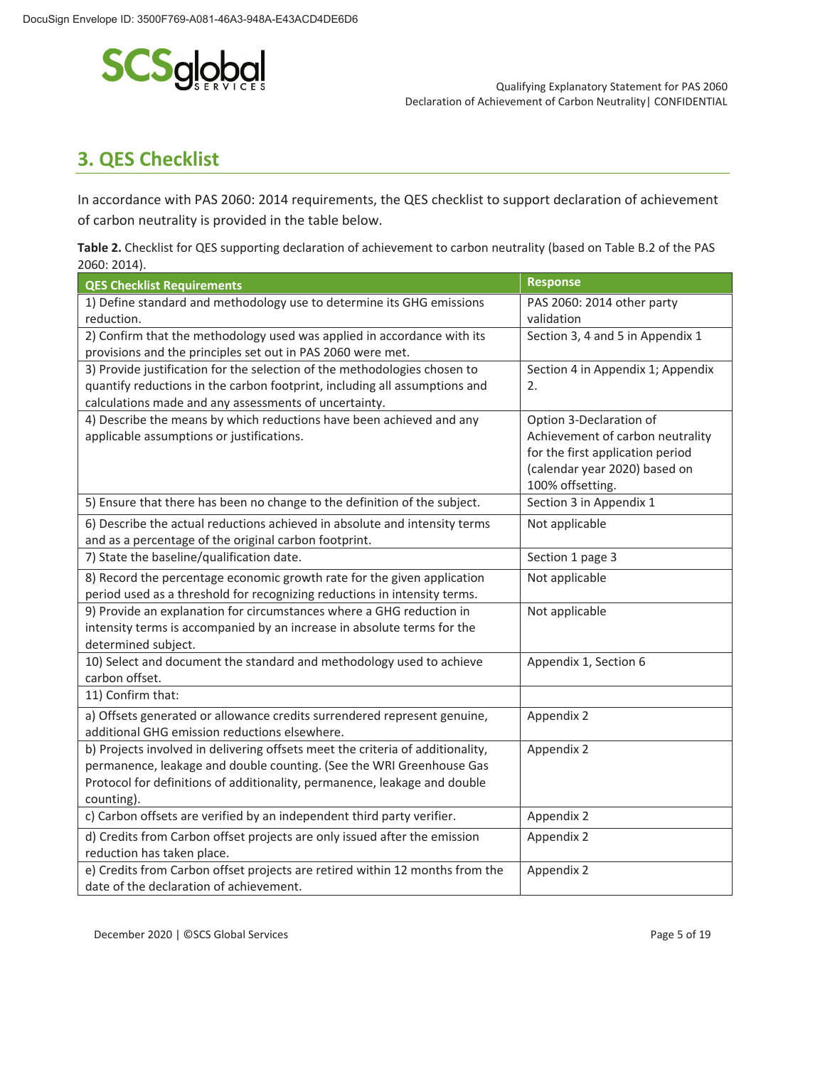## 3. QES Checklist

In accordance with PAS 2060: 2014 requirements, the QES checklist to support declaration of achievement of carbon neutrality is provided in the table below.

**Table 2.** Checklist for QES supporting declaration of achievement to carbon neutrality (based on Table B.2 of the PAS 2060: 2014).

| QES Checklist Requirements | Response |
|---|---|
| 1) Define standard and methodology use to determine its GHG emissions reduction. | PAS 2060: 2014 other party validation |
| 2) Confirm that the methodology used was applied in accordance with its provisions and the principles set out in PAS 2060 were met. | Section 3, 4 and 5 in Appendix 1 |
| 3) Provide justification for the selection of the methodologies chosen to quantify reductions in the carbon footprint, including all assumptions and calculations made and any assessments of uncertainty. | Section 4 in Appendix 1; Appendix 2. |
| 4) Describe the means by which reductions have been achieved and any applicable assumptions or justifications. | Option 3-Declaration of Achievement of carbon neutrality for the first application period (calendar year 2020) based on 100% offsetting. |
| 5) Ensure that there has been no change to the definition of the subject. | Section 3 in Appendix 1 |
| 6) Describe the actual reductions achieved in absolute and intensity terms and as a percentage of the original carbon footprint. | Not applicable |
| 7) State the baseline/qualification date. | Section 1 page 3 |
| 8) Record the percentage economic growth rate for the given application period used as a threshold for recognizing reductions in intensity terms. | Not applicable |
| 9) Provide an explanation for circumstances where a GHG reduction in intensity terms is accompanied by an increase in absolute terms for the determined subject. | Not applicable |
| 10) Select and document the standard and methodology used to achieve carbon offset. | Appendix 1, Section 6 |
| 11) Confirm that: | |
| a) Offsets generated or allowance credits surrendered represent genuine, additional GHG emission reductions elsewhere. | Appendix 2 |
| b) Projects involved in delivering offsets meet the criteria of additionality, permanence, leakage and double counting. (See the WRI Greenhouse Gas Protocol for definitions of additionality, permanence, leakage and double counting). | Appendix 2 |
| c) Carbon offsets are verified by an independent third party verifier. | Appendix 2 |
| d) Credits from Carbon offset projects are only issued after the emission reduction has taken place. | Appendix 2 |
| e) Credits from Carbon offset projects are retired within 12 months from the date of the declaration of achievement. | Appendix 2 |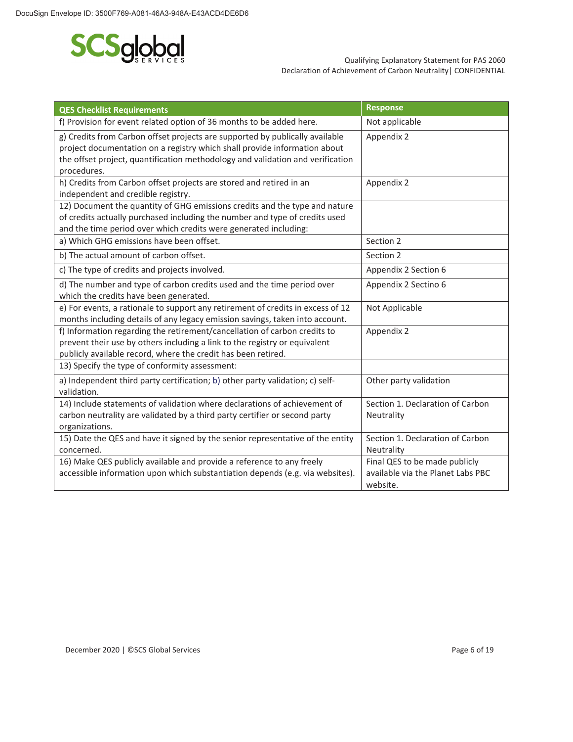| QES Checklist Requirements | Response |
| --- | --- |
| f) Provision for event related option of 36 months to be added here. | Not applicable |
| g) Credits from Carbon offset projects are supported by publically available project documentation on a registry which shall provide information about the offset project, quantification methodology and validation and verification procedures. | Appendix 2 |
| h) Credits from Carbon offset projects are stored and retired in an independent and credible registry. | Appendix 2 |
| 12) Document the quantity of GHG emissions credits and the type and nature of credits actually purchased including the number and type of credits used and the time period over which credits were generated including: | |
| a) Which GHG emissions have been offset. | Section 2 |
| b) The actual amount of carbon offset. | Section 2 |
| c) The type of credits and projects involved. | Appendix 2 Section 6 |
| d) The number and type of carbon credits used and the time period over which the credits have been generated. | Appendix 2 Sectino 6 |
| e) For events, a rationale to support any retirement of credits in excess of 12 months including details of any legacy emission savings, taken into account. | Not Applicable |
| f) Information regarding the retirement/cancellation of carbon credits to prevent their use by others including a link to the registry or equivalent publicly available record, where the credit has been retired. | Appendix 2 |
| 13) Specify the type of conformity assessment: | |
| a) Independent third party certification; b) other party validation; c) self-validation. | Other party validation |
| 14) Include statements of validation where declarations of achievement of carbon neutrality are validated by a third party certifier or second party organizations. | Section 1. Declaration of Carbon Neutrality |
| 15) Date the QES and have it signed by the senior representative of the entity concerned. | Section 1. Declaration of Carbon Neutrality |
| 16) Make QES publicly available and provide a reference to any freely accessible information upon which substantiation depends (e.g. via websites). | Final QES to be made publicly available via the Planet Labs PBC website. |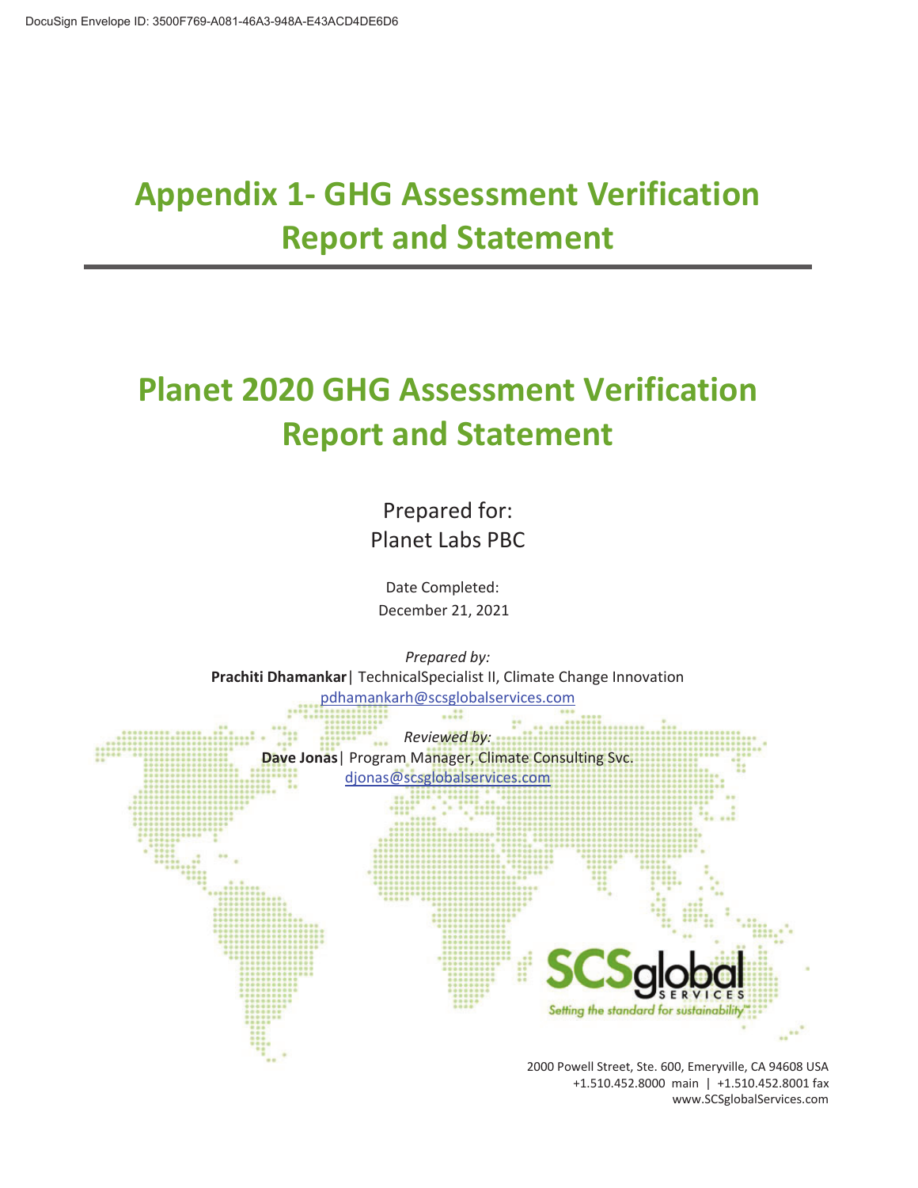DocuSign Envelope ID: 3500F769-A081-46A3-948A-E43ACD4DE6D6

# Appendix 1- GHG Assessment Verification Report and Statement

# Planet 2020 GHG Assessment Verification Report and Statement

Prepared for:
Planet Labs PBC

Date Completed:
December 21, 2021

*Prepared by:*
**Prachiti Dhamankar**| TechnicalSpecialist II, Climate Change Innovation
pdhamankarh@scsglobalservices.com

*Reviewed by:*
**Dave Jonas**| Program Manager, Climate Consulting Svc.
djonas@scsglobalservices.com

SCSglobal SERVICES
Setting the standard for sustainability™

2000 Powell Street, Ste. 600, Emeryville, CA 94608 USA
+1.510.452.8000 main | +1.510.452.8001 fax
www.SCSglobalServices.com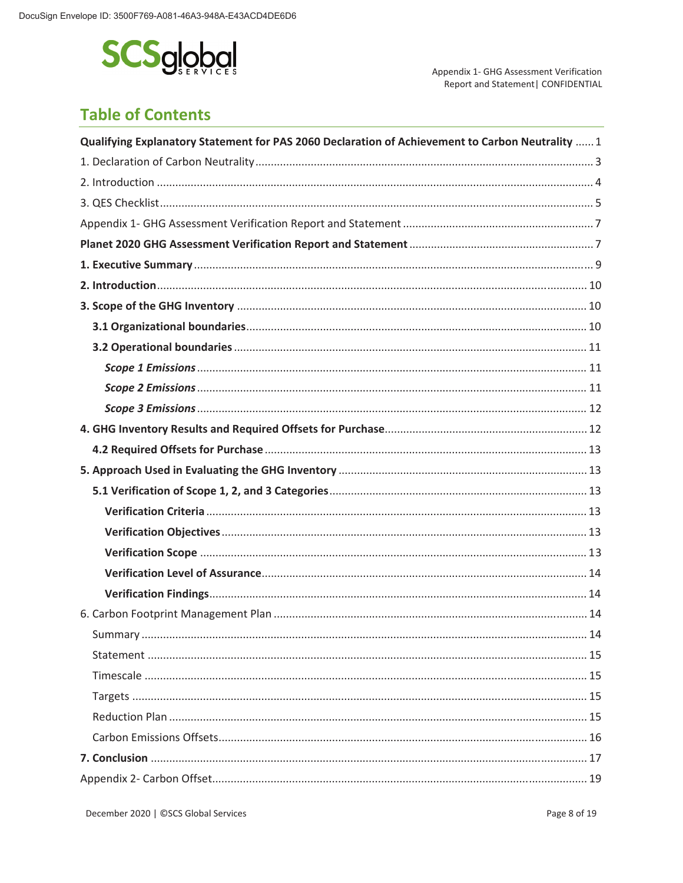## Table of Contents

**Qualifying Explanatory Statement for PAS 2060 Declaration of Achievement to Carbon Neutrality** ...... 1

1. Declaration of Carbon Neutrality ...... 3

2. Introduction ...... 4

3. QES Checklist ...... 5

Appendix 1- GHG Assessment Verification Report and Statement ...... 7

**Planet 2020 GHG Assessment Verification Report and Statement** ...... 7

**1. Executive Summary** ...... 9

**2. Introduction** ...... 10

**3. Scope of the GHG Inventory** ...... 10

**3.1 Organizational boundaries** ...... 10

**3.2 Operational boundaries** ...... 11

***Scope 1 Emissions*** ...... 11

***Scope 2 Emissions*** ...... 11

***Scope 3 Emissions*** ...... 12

**4. GHG Inventory Results and Required Offsets for Purchase** ...... 12

**4.2 Required Offsets for Purchase** ...... 13

**5. Approach Used in Evaluating the GHG Inventory** ...... 13

**5.1 Verification of Scope 1, 2, and 3 Categories** ...... 13

**Verification Criteria** ...... 13

**Verification Objectives** ...... 13

**Verification Scope** ...... 13

**Verification Level of Assurance** ...... 14

**Verification Findings** ...... 14

6. Carbon Footprint Management Plan ...... 14

Summary ...... 14

Statement ...... 15

Timescale ...... 15

Targets ...... 15

Reduction Plan ...... 15

Carbon Emissions Offsets ...... 16

**7. Conclusion** ...... 17

Appendix 2- Carbon Offset ...... 19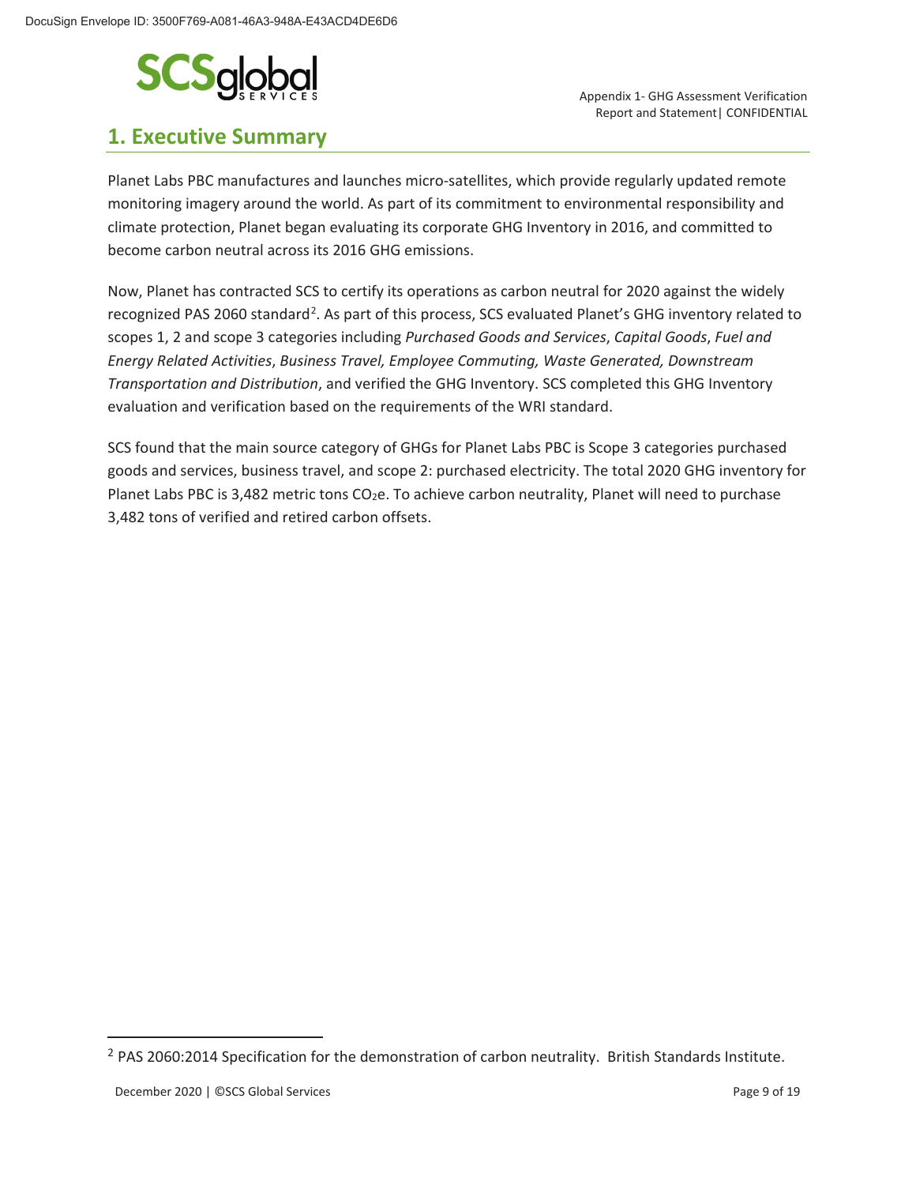# 1. Executive Summary

Planet Labs PBC manufactures and launches micro-satellites, which provide regularly updated remote monitoring imagery around the world. As part of its commitment to environmental responsibility and climate protection, Planet began evaluating its corporate GHG Inventory in 2016, and committed to become carbon neutral across its 2016 GHG emissions.

Now, Planet has contracted SCS to certify its operations as carbon neutral for 2020 against the widely recognized PAS 2060 standard[2]. As part of this process, SCS evaluated Planet's GHG inventory related to scopes 1, 2 and scope 3 categories including *Purchased Goods and Services*, *Capital Goods*, *Fuel and Energy Related Activities*, *Business Travel, Employee Commuting, Waste Generated, Downstream Transportation and Distribution*, and verified the GHG Inventory. SCS completed this GHG Inventory evaluation and verification based on the requirements of the WRI standard.

SCS found that the main source category of GHGs for Planet Labs PBC is Scope 3 categories purchased goods and services, business travel, and scope 2: purchased electricity. The total 2020 GHG inventory for Planet Labs PBC is 3,482 metric tons $CO_2e$. To achieve carbon neutrality, Planet will need to purchase 3,482 tons of verified and retired carbon offsets.

---

[2] PAS 2060:2014 Specification for the demonstration of carbon neutrality. British Standards Institute.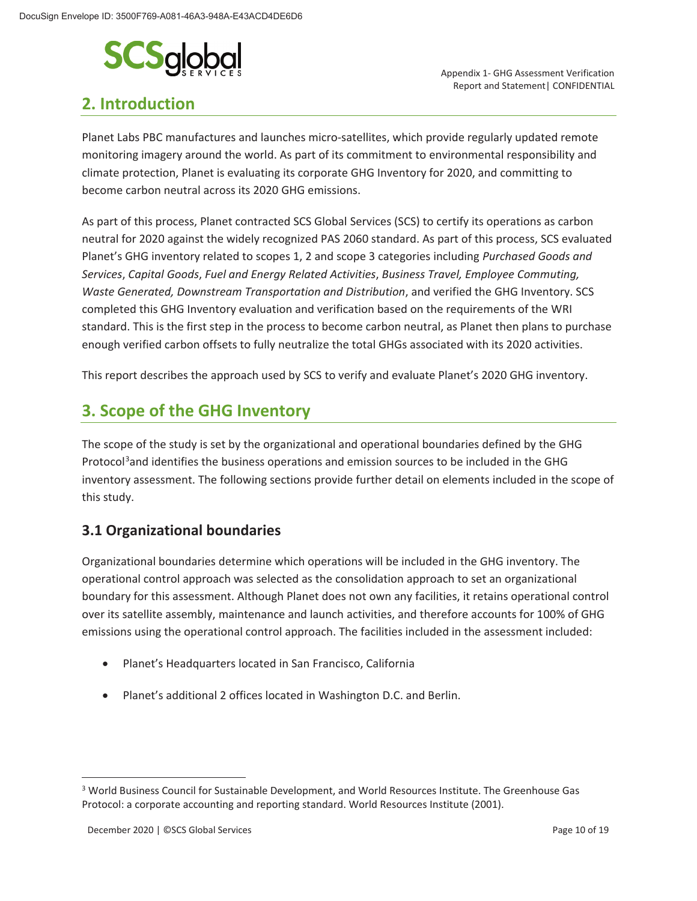## 2. Introduction

Planet Labs PBC manufactures and launches micro-satellites, which provide regularly updated remote monitoring imagery around the world. As part of its commitment to environmental responsibility and climate protection, Planet is evaluating its corporate GHG Inventory for 2020, and committing to become carbon neutral across its 2020 GHG emissions.

As part of this process, Planet contracted SCS Global Services (SCS) to certify its operations as carbon neutral for 2020 against the widely recognized PAS 2060 standard. As part of this process, SCS evaluated Planet's GHG inventory related to scopes 1, 2 and scope 3 categories including *Purchased Goods and Services*, *Capital Goods*, *Fuel and Energy Related Activities*, *Business Travel, Employee Commuting, Waste Generated, Downstream Transportation and Distribution*, and verified the GHG Inventory. SCS completed this GHG Inventory evaluation and verification based on the requirements of the WRI standard. This is the first step in the process to become carbon neutral, as Planet then plans to purchase enough verified carbon offsets to fully neutralize the total GHGs associated with its 2020 activities.

This report describes the approach used by SCS to verify and evaluate Planet's 2020 GHG inventory.

## 3. Scope of the GHG Inventory

The scope of the study is set by the organizational and operational boundaries defined by the GHG Protocol[3] and identifies the business operations and emission sources to be included in the GHG inventory assessment. The following sections provide further detail on elements included in the scope of this study.

### 3.1 Organizational boundaries

Organizational boundaries determine which operations will be included in the GHG inventory. The operational control approach was selected as the consolidation approach to set an organizational boundary for this assessment. Although Planet does not own any facilities, it retains operational control over its satellite assembly, maintenance and launch activities, and therefore accounts for 100% of GHG emissions using the operational control approach. The facilities included in the assessment included:

- Planet's Headquarters located in San Francisco, California
- Planet's additional 2 offices located in Washington D.C. and Berlin.

[3] World Business Council for Sustainable Development, and World Resources Institute. The Greenhouse Gas Protocol: a corporate accounting and reporting standard. World Resources Institute (2001).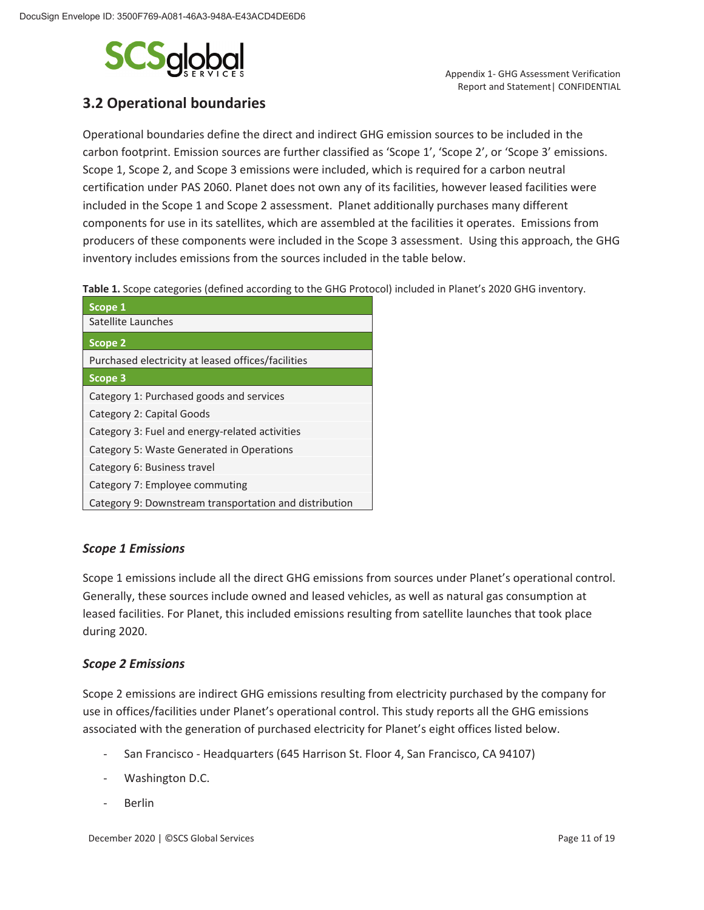## 3.2 Operational boundaries

Operational boundaries define the direct and indirect GHG emission sources to be included in the carbon footprint. Emission sources are further classified as 'Scope 1', 'Scope 2', or 'Scope 3' emissions. Scope 1, Scope 2, and Scope 3 emissions were included, which is required for a carbon neutral certification under PAS 2060. Planet does not own any of its facilities, however leased facilities were included in the Scope 1 and Scope 2 assessment. Planet additionally purchases many different components for use in its satellites, which are assembled at the facilities it operates. Emissions from producers of these components were included in the Scope 3 assessment. Using this approach, the GHG inventory includes emissions from the sources included in the table below.

**Table 1.** Scope categories (defined according to the GHG Protocol) included in Planet's 2020 GHG inventory.

| **Scope 1** |
|---|
| Satellite Launches |
| **Scope 2** |
| Purchased electricity at leased offices/facilities |
| **Scope 3** |
| Category 1: Purchased goods and services |
| Category 2: Capital Goods |
| Category 3: Fuel and energy-related activities |
| Category 5: Waste Generated in Operations |
| Category 6: Business travel |
| Category 7: Employee commuting |
| Category 9: Downstream transportation and distribution |

### *Scope 1 Emissions*

Scope 1 emissions include all the direct GHG emissions from sources under Planet's operational control. Generally, these sources include owned and leased vehicles, as well as natural gas consumption at leased facilities. For Planet, this included emissions resulting from satellite launches that took place during 2020.

### *Scope 2 Emissions*

Scope 2 emissions are indirect GHG emissions resulting from electricity purchased by the company for use in offices/facilities under Planet's operational control. This study reports all the GHG emissions associated with the generation of purchased electricity for Planet's eight offices listed below.

- San Francisco - Headquarters (645 Harrison St. Floor 4, San Francisco, CA 94107)
- Washington D.C.
- Berlin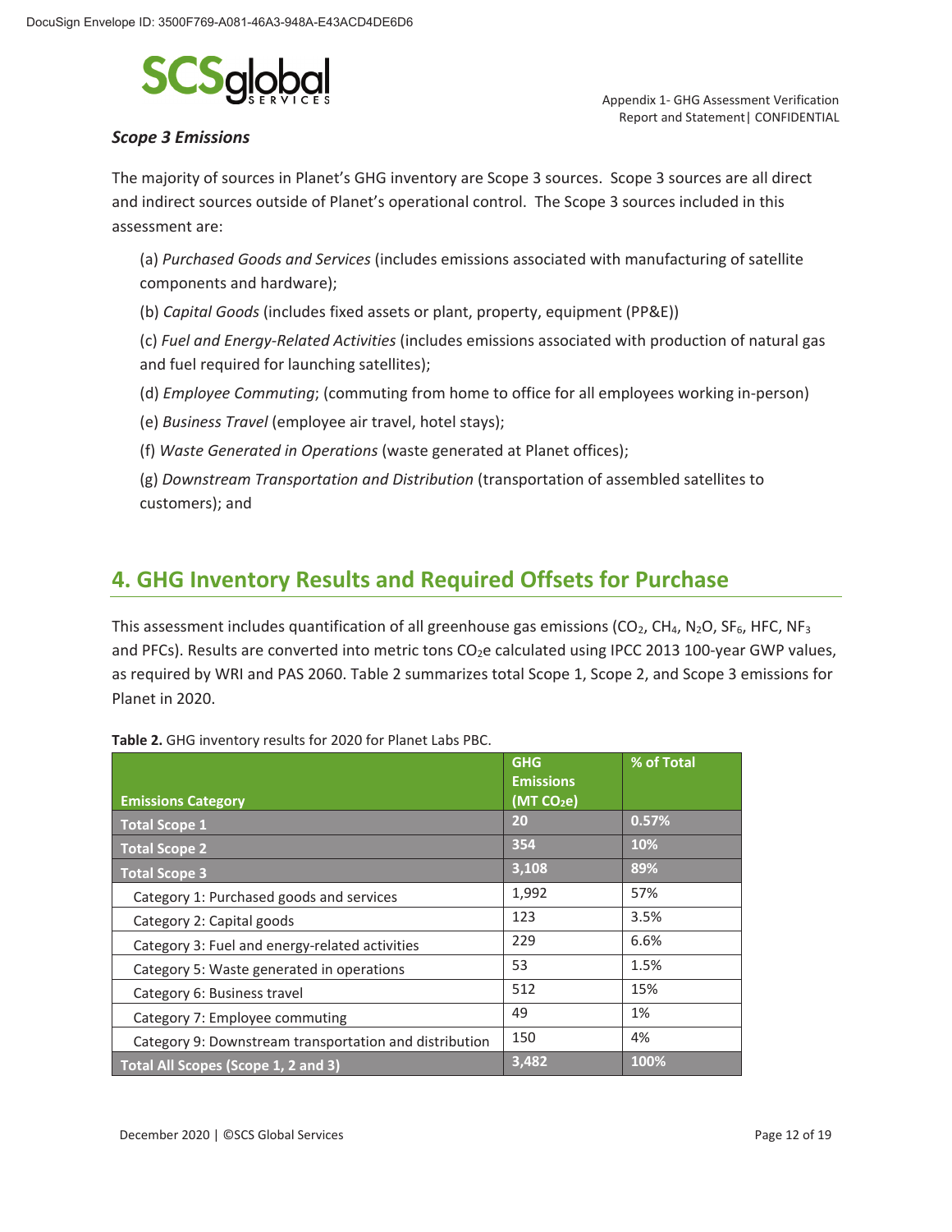### *Scope 3 Emissions*

The majority of sources in Planet's GHG inventory are Scope 3 sources. Scope 3 sources are all direct and indirect sources outside of Planet's operational control. The Scope 3 sources included in this assessment are:

(a) *Purchased Goods and Services* (includes emissions associated with manufacturing of satellite components and hardware);

(b) *Capital Goods* (includes fixed assets or plant, property, equipment (PP&E))

(c) *Fuel and Energy-Related Activities* (includes emissions associated with production of natural gas and fuel required for launching satellites);

(d) *Employee Commuting*; (commuting from home to office for all employees working in-person)

(e) *Business Travel* (employee air travel, hotel stays);

(f) *Waste Generated in Operations* (waste generated at Planet offices);

(g) *Downstream Transportation and Distribution* (transportation of assembled satellites to customers); and

## 4. GHG Inventory Results and Required Offsets for Purchase

This assessment includes quantification of all greenhouse gas emissions ($CO_2$, $CH_4$, $N_2O$, $SF_6$, HFC, $NF_3$ and PFCs). Results are converted into metric tons $CO_2e$ calculated using IPCC 2013 100-year GWP values, as required by WRI and PAS 2060. Table 2 summarizes total Scope 1, Scope 2, and Scope 3 emissions for Planet in 2020.

**Table 2.** GHG inventory results for 2020 for Planet Labs PBC.

| Emissions Category | GHG Emissions (MT $CO_2e$) | % of Total |
|---|---|---|
| **Total Scope 1** | **20** | **0.57%** |
| **Total Scope 2** | **354** | **10%** |
| **Total Scope 3** | **3,108** | **89%** |
| Category 1: Purchased goods and services | 1,992 | 57% |
| Category 2: Capital goods | 123 | 3.5% |
| Category 3: Fuel and energy-related activities | 229 | 6.6% |
| Category 5: Waste generated in operations | 53 | 1.5% |
| Category 6: Business travel | 512 | 15% |
| Category 7: Employee commuting | 49 | 1% |
| Category 9: Downstream transportation and distribution | 150 | 4% |
| **Total All Scopes (Scope 1, 2 and 3)** | **3,482** | **100%** |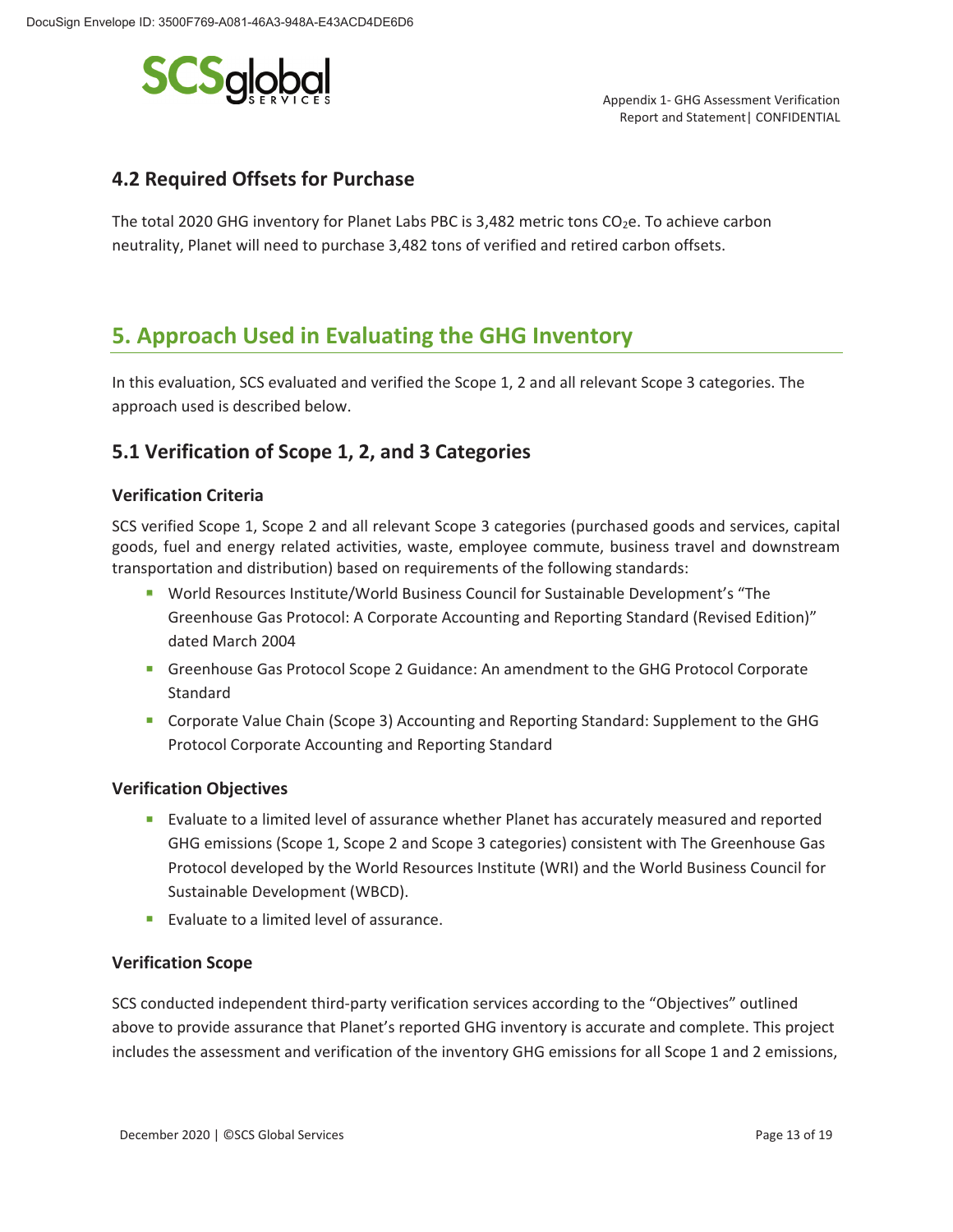## 4.2 Required Offsets for Purchase

The total 2020 GHG inventory for Planet Labs PBC is 3,482 metric tons $CO_2e$. To achieve carbon neutrality, Planet will need to purchase 3,482 tons of verified and retired carbon offsets.

# 5. Approach Used in Evaluating the GHG Inventory

In this evaluation, SCS evaluated and verified the Scope 1, 2 and all relevant Scope 3 categories. The approach used is described below.

## 5.1 Verification of Scope 1, 2, and 3 Categories

### Verification Criteria

SCS verified Scope 1, Scope 2 and all relevant Scope 3 categories (purchased goods and services, capital goods, fuel and energy related activities, waste, employee commute, business travel and downstream transportation and distribution) based on requirements of the following standards:

- World Resources Institute/World Business Council for Sustainable Development's "The Greenhouse Gas Protocol: A Corporate Accounting and Reporting Standard (Revised Edition)" dated March 2004
- Greenhouse Gas Protocol Scope 2 Guidance: An amendment to the GHG Protocol Corporate Standard
- Corporate Value Chain (Scope 3) Accounting and Reporting Standard: Supplement to the GHG Protocol Corporate Accounting and Reporting Standard

### Verification Objectives

- Evaluate to a limited level of assurance whether Planet has accurately measured and reported GHG emissions (Scope 1, Scope 2 and Scope 3 categories) consistent with The Greenhouse Gas Protocol developed by the World Resources Institute (WRI) and the World Business Council for Sustainable Development (WBCD).
- Evaluate to a limited level of assurance.

### Verification Scope

SCS conducted independent third-party verification services according to the "Objectives" outlined above to provide assurance that Planet's reported GHG inventory is accurate and complete. This project includes the assessment and verification of the inventory GHG emissions for all Scope 1 and 2 emissions,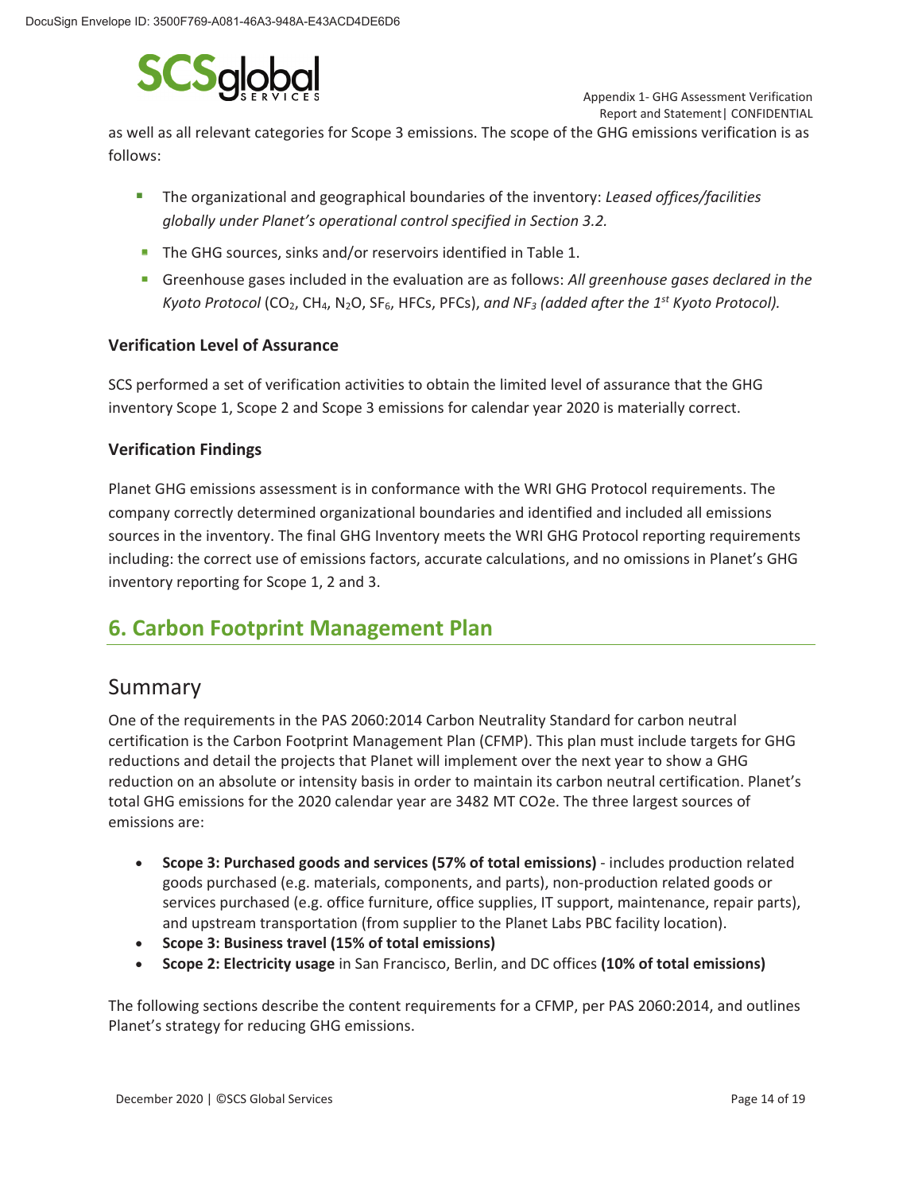as well as all relevant categories for Scope 3 emissions. The scope of the GHG emissions verification is as follows:

- The organizational and geographical boundaries of the inventory: *Leased offices/facilities globally under Planet's operational control specified in Section 3.2.*
- The GHG sources, sinks and/or reservoirs identified in Table 1.
- Greenhouse gases included in the evaluation are as follows: *All greenhouse gases declared in the Kyoto Protocol* ($CO_2$, $CH_4$, $N_2O$, $SF_6$, HFCs, PFCs), *and* $NF_3$ *(added after the 1st Kyoto Protocol).*

### Verification Level of Assurance

SCS performed a set of verification activities to obtain the limited level of assurance that the GHG inventory Scope 1, Scope 2 and Scope 3 emissions for calendar year 2020 is materially correct.

### Verification Findings

Planet GHG emissions assessment is in conformance with the WRI GHG Protocol requirements. The company correctly determined organizational boundaries and identified and included all emissions sources in the inventory. The final GHG Inventory meets the WRI GHG Protocol reporting requirements including: the correct use of emissions factors, accurate calculations, and no omissions in Planet's GHG inventory reporting for Scope 1, 2 and 3.

## 6. Carbon Footprint Management Plan

### Summary

One of the requirements in the PAS 2060:2014 Carbon Neutrality Standard for carbon neutral certification is the Carbon Footprint Management Plan (CFMP). This plan must include targets for GHG reductions and detail the projects that Planet will implement over the next year to show a GHG reduction on an absolute or intensity basis in order to maintain its carbon neutral certification. Planet's total GHG emissions for the 2020 calendar year are 3482 MT CO2e. The three largest sources of emissions are:

- **Scope 3: Purchased goods and services (57% of total emissions)** - includes production related goods purchased (e.g. materials, components, and parts), non-production related goods or services purchased (e.g. office furniture, office supplies, IT support, maintenance, repair parts), and upstream transportation (from supplier to the Planet Labs PBC facility location).
- **Scope 3: Business travel (15% of total emissions)**
- **Scope 2: Electricity usage** in San Francisco, Berlin, and DC offices **(10% of total emissions)**

The following sections describe the content requirements for a CFMP, per PAS 2060:2014, and outlines Planet's strategy for reducing GHG emissions.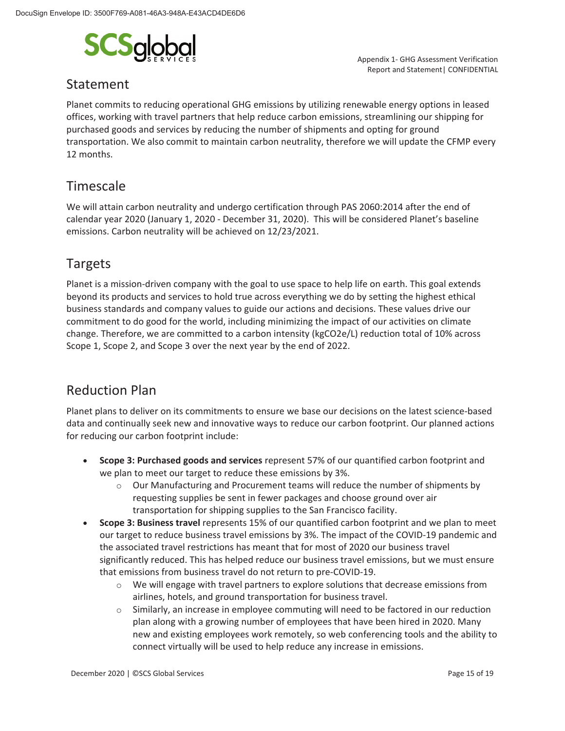## Statement

Planet commits to reducing operational GHG emissions by utilizing renewable energy options in leased offices, working with travel partners that help reduce carbon emissions, streamlining our shipping for purchased goods and services by reducing the number of shipments and opting for ground transportation. We also commit to maintain carbon neutrality, therefore we will update the CFMP every 12 months.

## Timescale

We will attain carbon neutrality and undergo certification through PAS 2060:2014 after the end of calendar year 2020 (January 1, 2020 - December 31, 2020). This will be considered Planet's baseline emissions. Carbon neutrality will be achieved on 12/23/2021.

## Targets

Planet is a mission-driven company with the goal to use space to help life on earth. This goal extends beyond its products and services to hold true across everything we do by setting the highest ethical business standards and company values to guide our actions and decisions. These values drive our commitment to do good for the world, including minimizing the impact of our activities on climate change. Therefore, we are committed to a carbon intensity (kg$CO_2$e/L) reduction total of 10% across Scope 1, Scope 2, and Scope 3 over the next year by the end of 2022.

## Reduction Plan

Planet plans to deliver on its commitments to ensure we base our decisions on the latest science-based data and continually seek new and innovative ways to reduce our carbon footprint. Our planned actions for reducing our carbon footprint include:

- **Scope 3: Purchased goods and services** represent 57% of our quantified carbon footprint and we plan to meet our target to reduce these emissions by 3%.
  - Our Manufacturing and Procurement teams will reduce the number of shipments by requesting supplies be sent in fewer packages and choose ground over air transportation for shipping supplies to the San Francisco facility.
- **Scope 3: Business travel** represents 15% of our quantified carbon footprint and we plan to meet our target to reduce business travel emissions by 3%. The impact of the COVID-19 pandemic and the associated travel restrictions has meant that for most of 2020 our business travel significantly reduced. This has helped reduce our business travel emissions, but we must ensure that emissions from business travel do not return to pre-COVID-19.
  - We will engage with travel partners to explore solutions that decrease emissions from airlines, hotels, and ground transportation for business travel.
  - Similarly, an increase in employee commuting will need to be factored in our reduction plan along with a growing number of employees that have been hired in 2020. Many new and existing employees work remotely, so web conferencing tools and the ability to connect virtually will be used to help reduce any increase in emissions.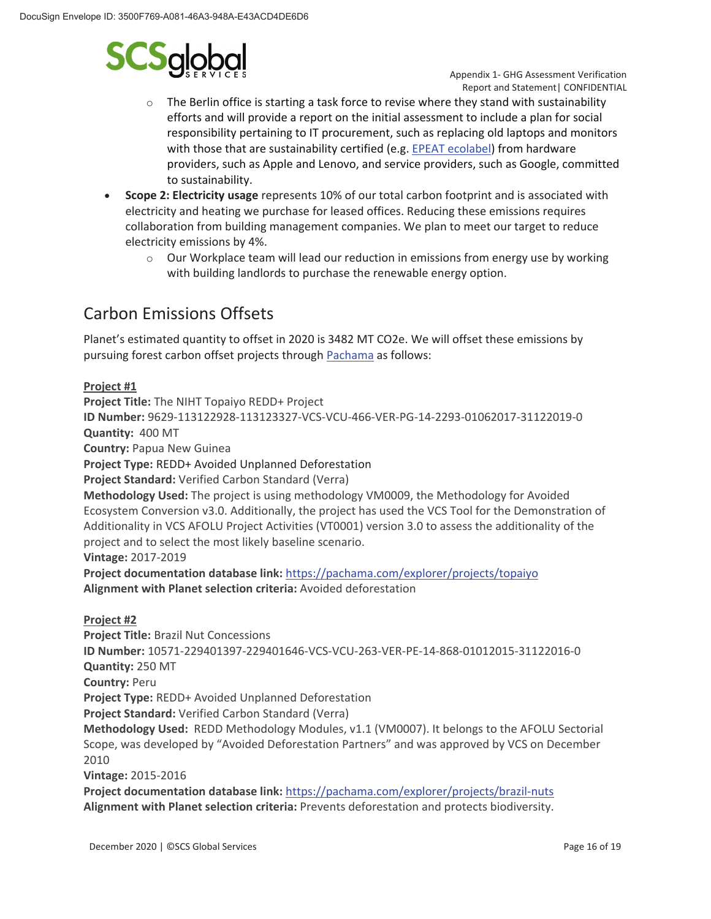- The Berlin office is starting a task force to revise where they stand with sustainability efforts and will provide a report on the initial assessment to include a plan for social responsibility pertaining to IT procurement, such as replacing old laptops and monitors with those that are sustainability certified (e.g. EPEAT ecolabel) from hardware providers, such as Apple and Lenovo, and service providers, such as Google, committed to sustainability.
- **Scope 2: Electricity usage** represents 10% of our total carbon footprint and is associated with electricity and heating we purchase for leased offices. Reducing these emissions requires collaboration from building management companies. We plan to meet our target to reduce electricity emissions by 4%.
   - Our Workplace team will lead our reduction in emissions from energy use by working with building landlords to purchase the renewable energy option.

## Carbon Emissions Offsets

Planet's estimated quantity to offset in 2020 is 3482 MT $CO_2e$. We will offset these emissions by pursuing forest carbon offset projects through Pachama as follows:

**Project #1**
**Project Title:** The NIHT Topaiyo REDD+ Project
**ID Number:** 9629-113122928-113123327-VCS-VCU-466-VER-PG-14-2293-01062017-31122019-0
**Quantity:** 400 MT
**Country:** Papua New Guinea
**Project Type:** REDD+ Avoided Unplanned Deforestation
**Project Standard:** Verified Carbon Standard (Verra)
**Methodology Used:** The project is using methodology VM0009, the Methodology for Avoided Ecosystem Conversion v3.0. Additionally, the project has used the VCS Tool for the Demonstration of Additionality in VCS AFOLU Project Activities (VT0001) version 3.0 to assess the additionality of the project and to select the most likely baseline scenario.
**Vintage:** 2017-2019
**Project documentation database link:** https://pachama.com/explorer/projects/topaiyo
**Alignment with Planet selection criteria:** Avoided deforestation

**Project #2**
**Project Title:** Brazil Nut Concessions
**ID Number:** 10571-229401397-229401646-VCS-VCU-263-VER-PE-14-868-01012015-31122016-0
**Quantity:** 250 MT
**Country:** Peru
**Project Type:** REDD+ Avoided Unplanned Deforestation
**Project Standard:** Verified Carbon Standard (Verra)
**Methodology Used:** REDD Methodology Modules, v1.1 (VM0007). It belongs to the AFOLU Sectorial Scope, was developed by "Avoided Deforestation Partners" and was approved by VCS on December 2010
**Vintage:** 2015-2016
**Project documentation database link:** https://pachama.com/explorer/projects/brazil-nuts
**Alignment with Planet selection criteria:** Prevents deforestation and protects biodiversity.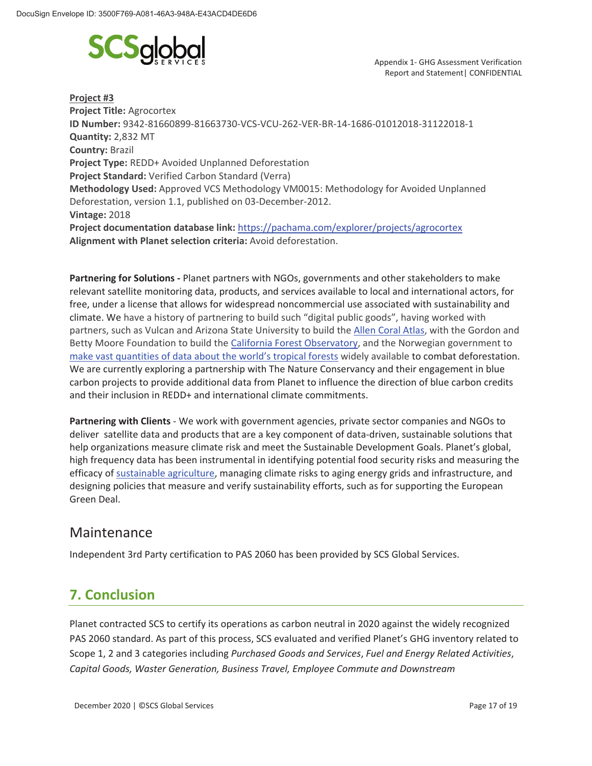**Project #3**
**Project Title:** Agrocortex
**ID Number:** 9342-81660899-81663730-VCS-VCU-262-VER-BR-14-1686-01012018-31122018-1
**Quantity:** 2,832 MT
**Country:** Brazil
**Project Type:** REDD+ Avoided Unplanned Deforestation
**Project Standard:** Verified Carbon Standard (Verra)
**Methodology Used:** Approved VCS Methodology VM0015: Methodology for Avoided Unplanned Deforestation, version 1.1, published on 03-December-2012.
**Vintage:** 2018
**Project documentation database link:** [https://pachama.com/explorer/projects/agrocortex](https://pachama.com/explorer/projects/agrocortex)
**Alignment with Planet selection criteria:** Avoid deforestation.

**Partnering for Solutions -** Planet partners with NGOs, governments and other stakeholders to make relevant satellite monitoring data, products, and services available to local and international actors, for free, under a license that allows for widespread noncommercial use associated with sustainability and climate. We have a history of partnering to build such "digital public goods", having worked with partners, such as Vulcan and Arizona State University to build the Allen Coral Atlas, with the Gordon and Betty Moore Foundation to build the California Forest Observatory, and the Norwegian government to make vast quantities of data about the world's tropical forests widely available to combat deforestation. We are currently exploring a partnership with The Nature Conservancy and their engagement in blue carbon projects to provide additional data from Planet to influence the direction of blue carbon credits and their inclusion in REDD+ and international climate commitments.

**Partnering with Clients** - We work with government agencies, private sector companies and NGOs to deliver satellite data and products that are a key component of data-driven, sustainable solutions that help organizations measure climate risk and meet the Sustainable Development Goals. Planet's global, high frequency data has been instrumental in identifying potential food security risks and measuring the efficacy of sustainable agriculture, managing climate risks to aging energy grids and infrastructure, and designing policies that measure and verify sustainability efforts, such as for supporting the European Green Deal.

## Maintenance

Independent 3rd Party certification to PAS 2060 has been provided by SCS Global Services.

## 7. Conclusion

Planet contracted SCS to certify its operations as carbon neutral in 2020 against the widely recognized PAS 2060 standard. As part of this process, SCS evaluated and verified Planet's GHG inventory related to Scope 1, 2 and 3 categories including *Purchased Goods and Services*, *Fuel and Energy Related Activities*, *Capital Goods, Waster Generation, Business Travel, Employee Commute and Downstream*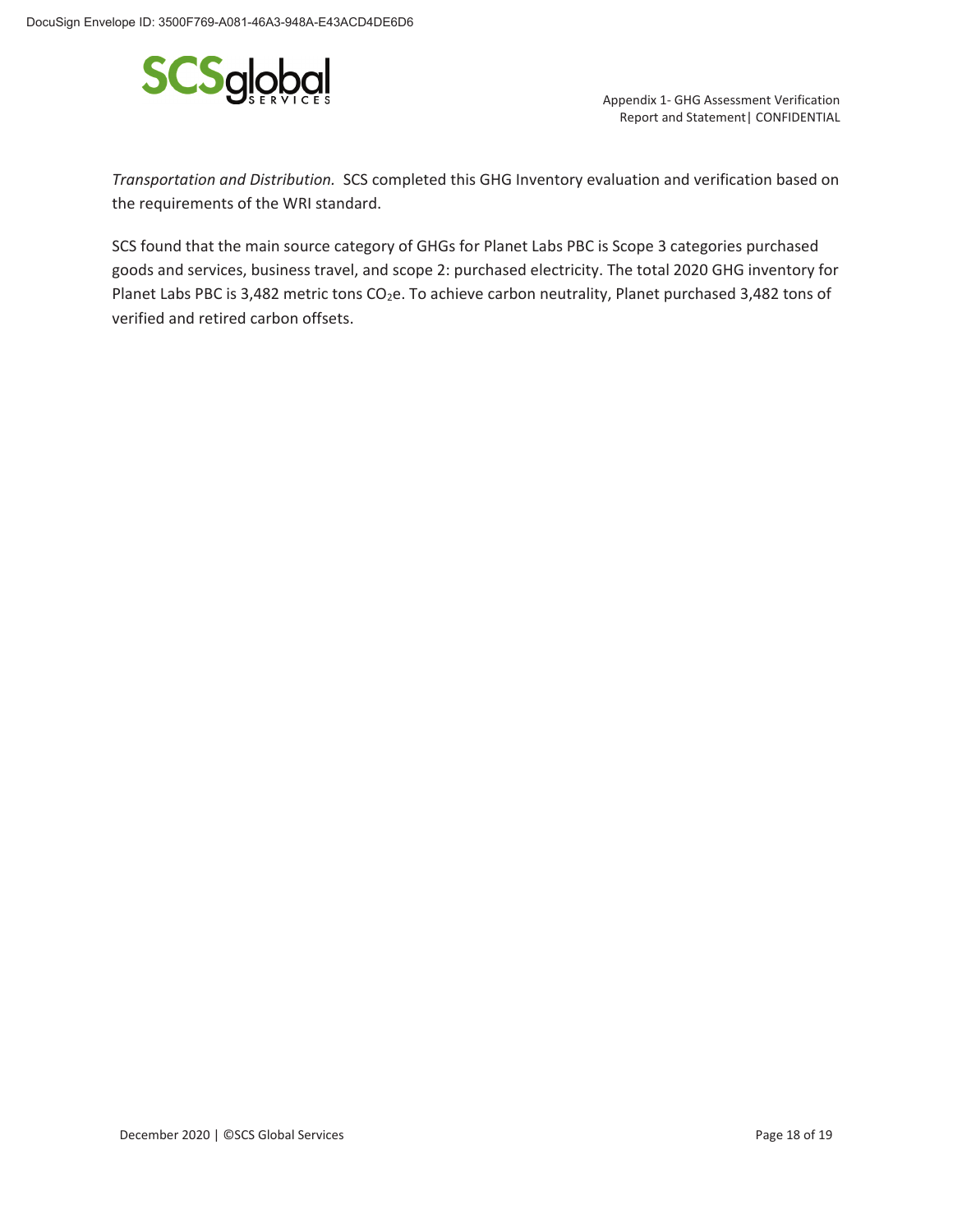*Transportation and Distribution.* SCS completed this GHG Inventory evaluation and verification based on the requirements of the WRI standard.

SCS found that the main source category of GHGs for Planet Labs PBC is Scope 3 categories purchased goods and services, business travel, and scope 2: purchased electricity. The total 2020 GHG inventory for Planet Labs PBC is 3,482 metric tons $CO_2e$. To achieve carbon neutrality, Planet purchased 3,482 tons of verified and retired carbon offsets.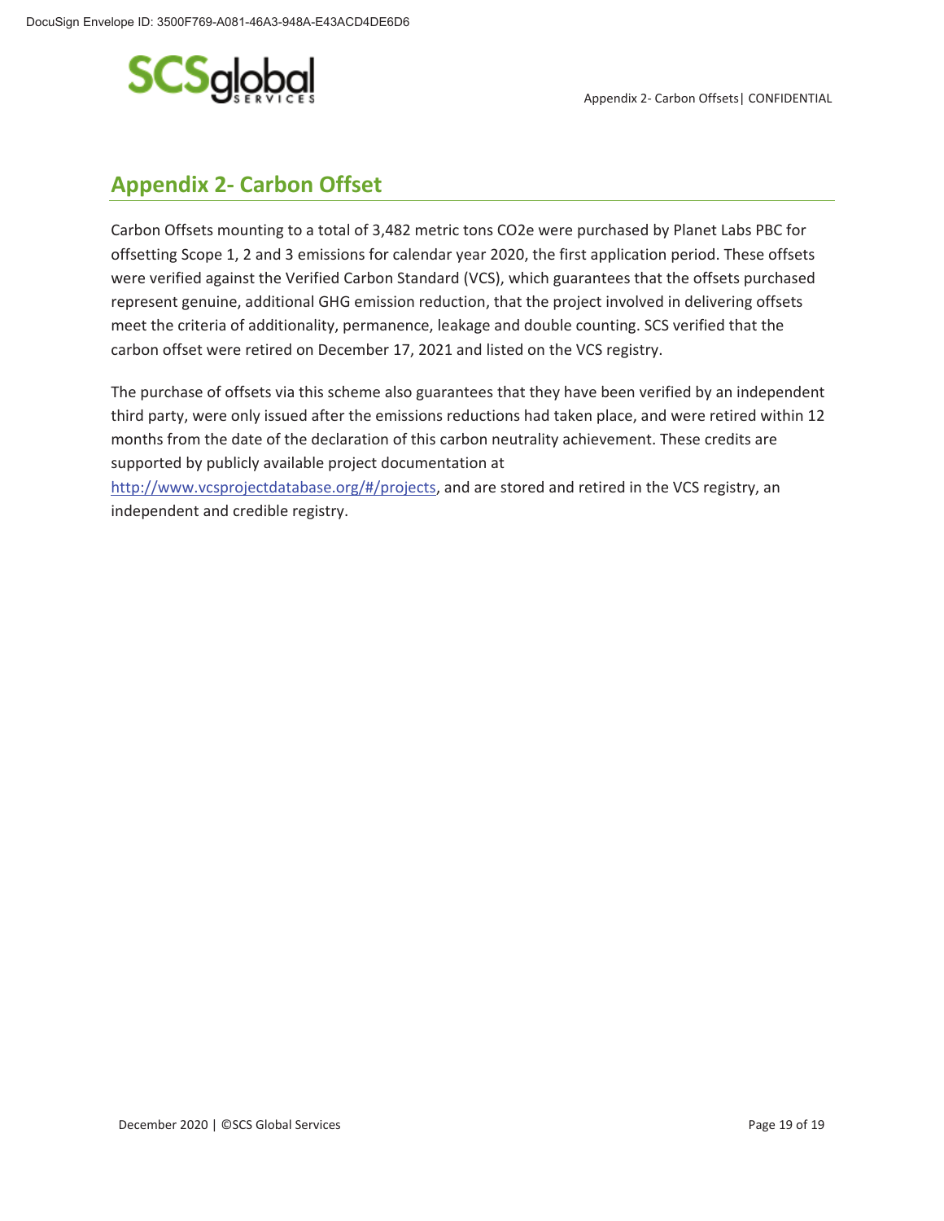## Appendix 2- Carbon Offset

Carbon Offsets mounting to a total of 3,482 metric tons CO2e were purchased by Planet Labs PBC for offsetting Scope 1, 2 and 3 emissions for calendar year 2020, the first application period. These offsets were verified against the Verified Carbon Standard (VCS), which guarantees that the offsets purchased represent genuine, additional GHG emission reduction, that the project involved in delivering offsets meet the criteria of additionality, permanence, leakage and double counting. SCS verified that the carbon offset were retired on December 17, 2021 and listed on the VCS registry.

The purchase of offsets via this scheme also guarantees that they have been verified by an independent third party, were only issued after the emissions reductions had taken place, and were retired within 12 months from the date of the declaration of this carbon neutrality achievement. These credits are supported by publicly available project documentation at http://www.vcsprojectdatabase.org/#/projects, and are stored and retired in the VCS registry, an independent and credible registry.